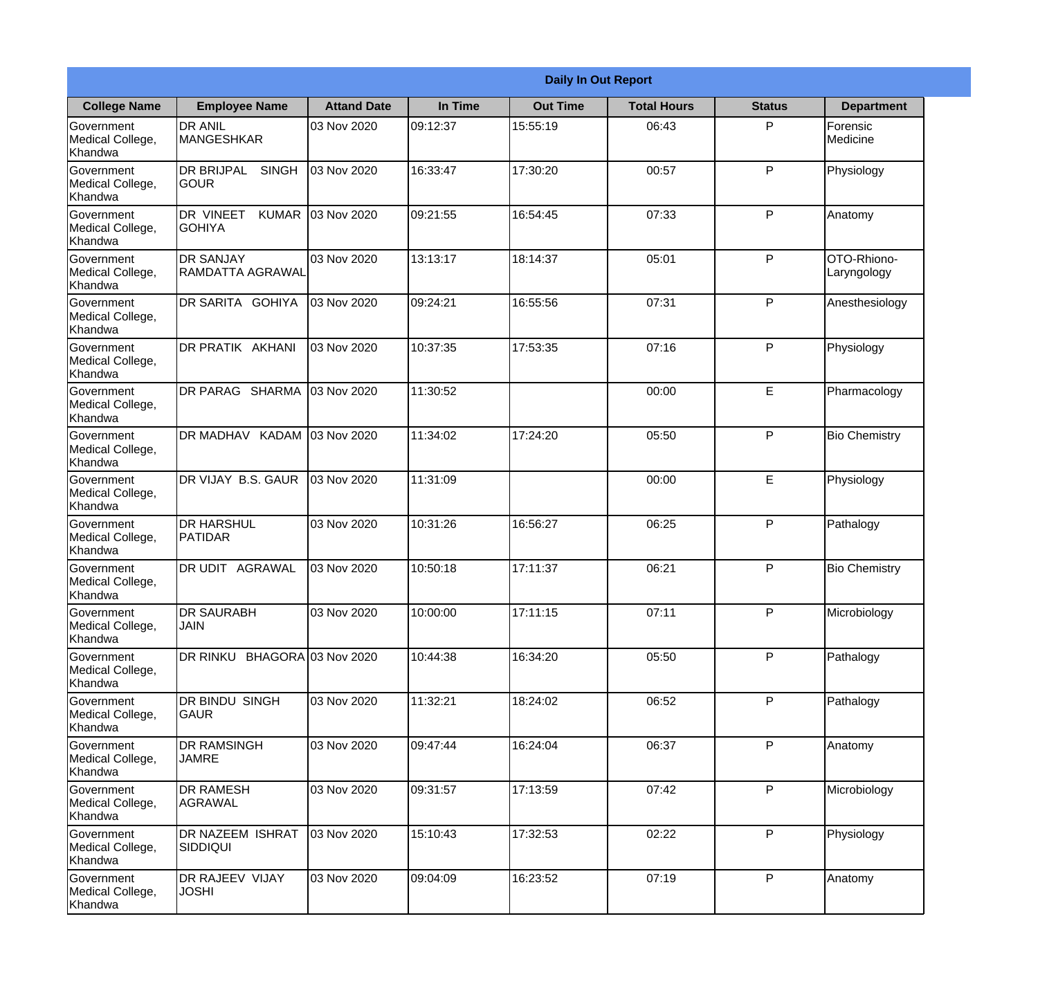| Daily In Out Report | | | | | | | |
|---|---|---|---|---|---|---|---|
| **College Name** | **Employee Name** | **Attand Date** | **In Time** | **Out Time** | **Total Hours** | **Status** | **Department** |
| Government Medical College, Khandwa | DR ANIL MANGESHKAR | 03 Nov 2020 | 09:12:37 | 15:55:19 | 06:43 | P | Forensic Medicine |
| Government Medical College, Khandwa | DR BRIJPAL SINGH GOUR | 03 Nov 2020 | 16:33:47 | 17:30:20 | 00:57 | P | Physiology |
| Government Medical College, Khandwa | DR VINEET KUMAR GOHIYA | 03 Nov 2020 | 09:21:55 | 16:54:45 | 07:33 | P | Anatomy |
| Government Medical College, Khandwa | DR SANJAY RAMDATTA AGRAWAL | 03 Nov 2020 | 13:13:17 | 18:14:37 | 05:01 | P | OTO-Rhiono-Laryngology |
| Government Medical College, Khandwa | DR SARITA GOHIYA | 03 Nov 2020 | 09:24:21 | 16:55:56 | 07:31 | P | Anesthesiology |
| Government Medical College, Khandwa | DR PRATIK AKHANI | 03 Nov 2020 | 10:37:35 | 17:53:35 | 07:16 | P | Physiology |
| Government Medical College, Khandwa | DR PARAG SHARMA | 03 Nov 2020 | 11:30:52 | | 00:00 | E | Pharmacology |
| Government Medical College, Khandwa | DR MADHAV KADAM | 03 Nov 2020 | 11:34:02 | 17:24:20 | 05:50 | P | Bio Chemistry |
| Government Medical College, Khandwa | DR VIJAY B.S. GAUR | 03 Nov 2020 | 11:31:09 | | 00:00 | E | Physiology |
| Government Medical College, Khandwa | DR HARSHUL PATIDAR | 03 Nov 2020 | 10:31:26 | 16:56:27 | 06:25 | P | Pathalogy |
| Government Medical College, Khandwa | DR UDIT AGRAWAL | 03 Nov 2020 | 10:50:18 | 17:11:37 | 06:21 | P | Bio Chemistry |
| Government Medical College, Khandwa | DR SAURABH JAIN | 03 Nov 2020 | 10:00:00 | 17:11:15 | 07:11 | P | Microbiology |
| Government Medical College, Khandwa | DR RINKU BHAGORA | 03 Nov 2020 | 10:44:38 | 16:34:20 | 05:50 | P | Pathalogy |
| Government Medical College, Khandwa | DR BINDU SINGH GAUR | 03 Nov 2020 | 11:32:21 | 18:24:02 | 06:52 | P | Pathalogy |
| Government Medical College, Khandwa | DR RAMSINGH JAMRE | 03 Nov 2020 | 09:47:44 | 16:24:04 | 06:37 | P | Anatomy |
| Government Medical College, Khandwa | DR RAMESH AGRAWAL | 03 Nov 2020 | 09:31:57 | 17:13:59 | 07:42 | P | Microbiology |
| Government Medical College, Khandwa | DR NAZEEM ISHRAT SIDDIQUI | 03 Nov 2020 | 15:10:43 | 17:32:53 | 02:22 | P | Physiology |
| Government Medical College, Khandwa | DR RAJEEV VIJAY JOSHI | 03 Nov 2020 | 09:04:09 | 16:23:52 | 07:19 | P | Anatomy |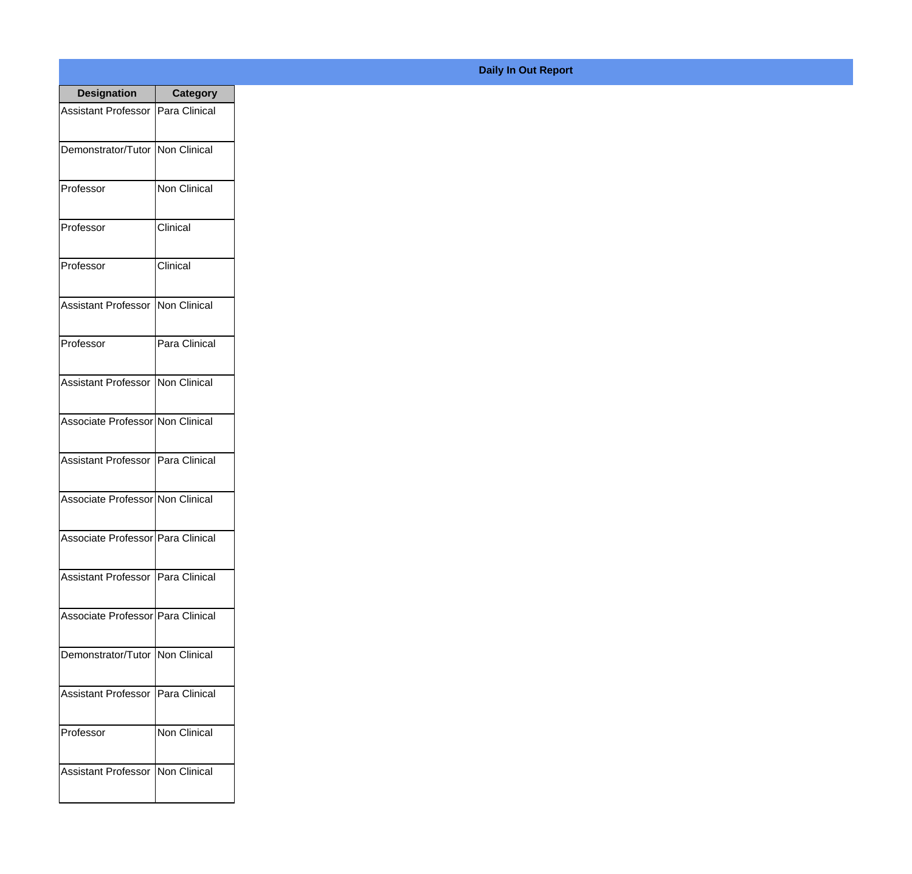**Daily In Out Report**

| Designation | Category |
| --- | --- |
| Assistant Professor | Para Clinical |
| Demonstrator/Tutor | Non Clinical |
| Professor | Non Clinical |
| Professor | Clinical |
| Professor | Clinical |
| Assistant Professor | Non Clinical |
| Professor | Para Clinical |
| Assistant Professor | Non Clinical |
| Associate Professor | Non Clinical |
| Assistant Professor | Para Clinical |
| Associate Professor | Non Clinical |
| Associate Professor | Para Clinical |
| Assistant Professor | Para Clinical |
| Associate Professor | Para Clinical |
| Demonstrator/Tutor | Non Clinical |
| Assistant Professor | Para Clinical |
| Professor | Non Clinical |
| Assistant Professor | Non Clinical |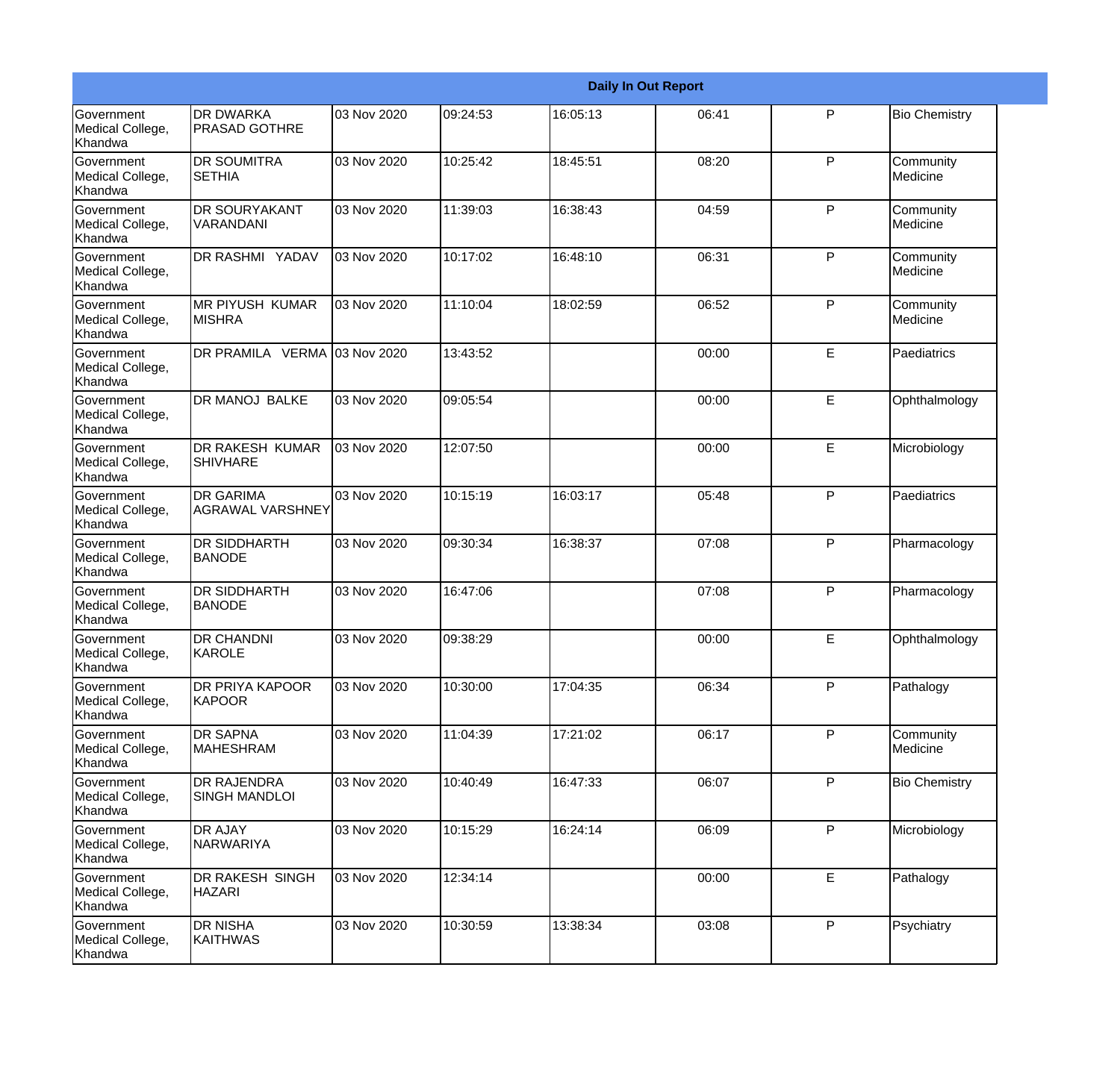| Daily In Out Report | | | | | | | |
|---|---|---|---|---|---|---|---|
| Government Medical College, Khandwa | DR DWARKA PRASAD GOTHRE | 03 Nov 2020 | 09:24:53 | 16:05:13 | 06:41 | P | Bio Chemistry |
| Government Medical College, Khandwa | DR SOUMITRA SETHIA | 03 Nov 2020 | 10:25:42 | 18:45:51 | 08:20 | P | Community Medicine |
| Government Medical College, Khandwa | DR SOURYAKANT VARANDANI | 03 Nov 2020 | 11:39:03 | 16:38:43 | 04:59 | P | Community Medicine |
| Government Medical College, Khandwa | DR RASHMI YADAV | 03 Nov 2020 | 10:17:02 | 16:48:10 | 06:31 | P | Community Medicine |
| Government Medical College, Khandwa | MR PIYUSH KUMAR MISHRA | 03 Nov 2020 | 11:10:04 | 18:02:59 | 06:52 | P | Community Medicine |
| Government Medical College, Khandwa | DR PRAMILA VERMA | 03 Nov 2020 | 13:43:52 | | 00:00 | E | Paediatrics |
| Government Medical College, Khandwa | DR MANOJ BALKE | 03 Nov 2020 | 09:05:54 | | 00:00 | E | Ophthalmology |
| Government Medical College, Khandwa | DR RAKESH KUMAR SHIVHARE | 03 Nov 2020 | 12:07:50 | | 00:00 | E | Microbiology |
| Government Medical College, Khandwa | DR GARIMA AGRAWAL VARSHNEY | 03 Nov 2020 | 10:15:19 | 16:03:17 | 05:48 | P | Paediatrics |
| Government Medical College, Khandwa | DR SIDDHARTH BANODE | 03 Nov 2020 | 09:30:34 | 16:38:37 | 07:08 | P | Pharmacology |
| Government Medical College, Khandwa | DR SIDDHARTH BANODE | 03 Nov 2020 | 16:47:06 | | 07:08 | P | Pharmacology |
| Government Medical College, Khandwa | DR CHANDNI KAROLE | 03 Nov 2020 | 09:38:29 | | 00:00 | E | Ophthalmology |
| Government Medical College, Khandwa | DR PRIYA KAPOOR KAPOOR | 03 Nov 2020 | 10:30:00 | 17:04:35 | 06:34 | P | Pathalogy |
| Government Medical College, Khandwa | DR SAPNA MAHESHRAM | 03 Nov 2020 | 11:04:39 | 17:21:02 | 06:17 | P | Community Medicine |
| Government Medical College, Khandwa | DR RAJENDRA SINGH MANDLOI | 03 Nov 2020 | 10:40:49 | 16:47:33 | 06:07 | P | Bio Chemistry |
| Government Medical College, Khandwa | DR AJAY NARWARIYA | 03 Nov 2020 | 10:15:29 | 16:24:14 | 06:09 | P | Microbiology |
| Government Medical College, Khandwa | DR RAKESH SINGH HAZARI | 03 Nov 2020 | 12:34:14 | | 00:00 | E | Pathalogy |
| Government Medical College, Khandwa | DR NISHA KAITHWAS | 03 Nov 2020 | 10:30:59 | 13:38:34 | 03:08 | P | Psychiatry |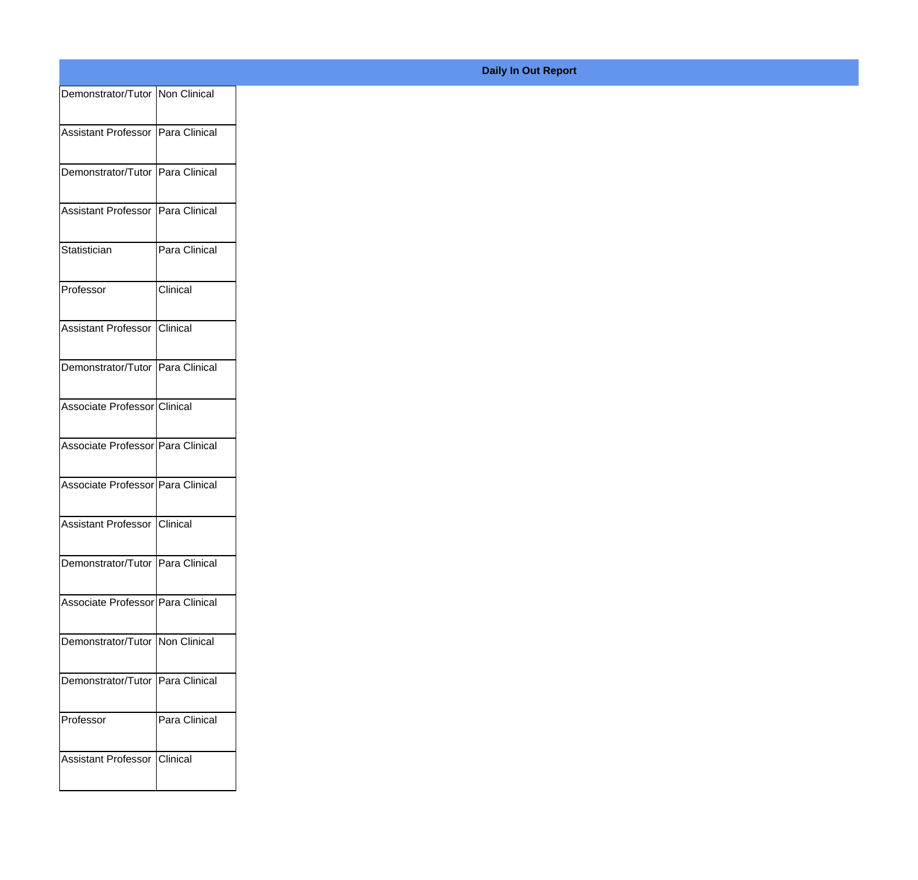**Daily In Out Report**

| | |
|---|---|
| Demonstrator/Tutor | Non Clinical |
| Assistant Professor | Para Clinical |
| Demonstrator/Tutor | Para Clinical |
| Assistant Professor | Para Clinical |
| Statistician | Para Clinical |
| Professor | Clinical |
| Assistant Professor | Clinical |
| Demonstrator/Tutor | Para Clinical |
| Associate Professor | Clinical |
| Associate Professor | Para Clinical |
| Associate Professor | Para Clinical |
| Assistant Professor | Clinical |
| Demonstrator/Tutor | Para Clinical |
| Associate Professor | Para Clinical |
| Demonstrator/Tutor | Non Clinical |
| Demonstrator/Tutor | Para Clinical |
| Professor | Para Clinical |
| Assistant Professor | Clinical |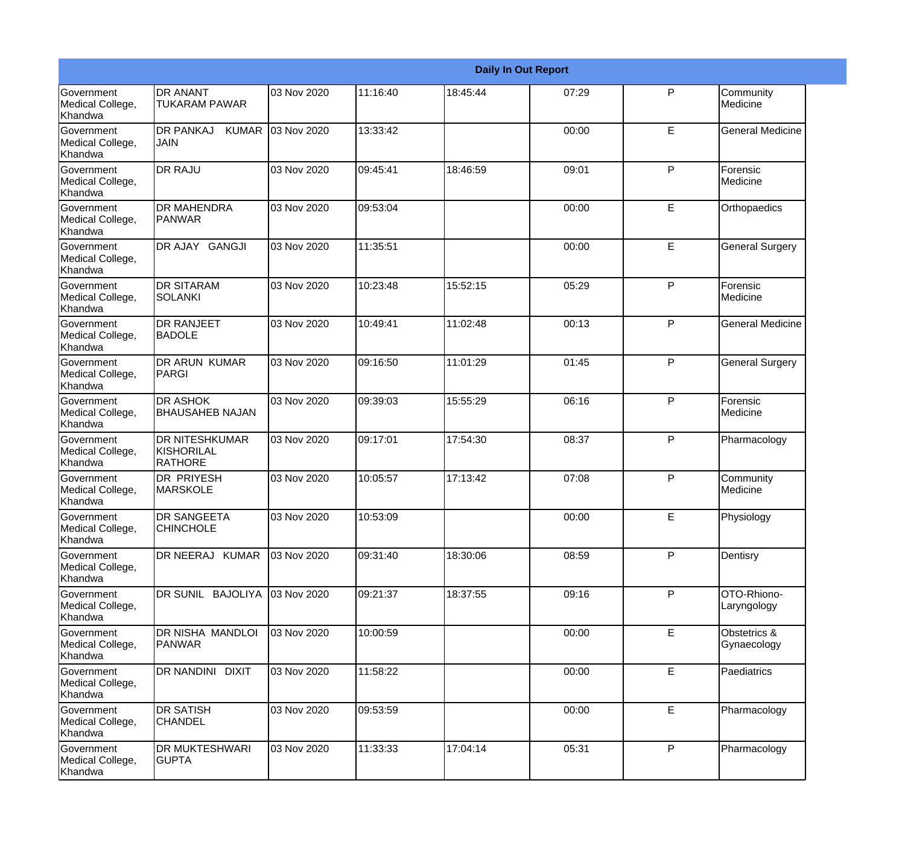| Daily In Out Report | | | | | | | |
|---|---|---|---|---|---|---|---|
| Government Medical College, Khandwa | DR ANANT TUKARAM PAWAR | 03 Nov 2020 | 11:16:40 | 18:45:44 | 07:29 | P | Community Medicine |
| Government Medical College, Khandwa | DR PANKAJ KUMAR JAIN | 03 Nov 2020 | 13:33:42 | | 00:00 | E | General Medicine |
| Government Medical College, Khandwa | DR RAJU | 03 Nov 2020 | 09:45:41 | 18:46:59 | 09:01 | P | Forensic Medicine |
| Government Medical College, Khandwa | DR MAHENDRA PANWAR | 03 Nov 2020 | 09:53:04 | | 00:00 | E | Orthopaedics |
| Government Medical College, Khandwa | DR AJAY GANGJI | 03 Nov 2020 | 11:35:51 | | 00:00 | E | General Surgery |
| Government Medical College, Khandwa | DR SITARAM SOLANKI | 03 Nov 2020 | 10:23:48 | 15:52:15 | 05:29 | P | Forensic Medicine |
| Government Medical College, Khandwa | DR RANJEET BADOLE | 03 Nov 2020 | 10:49:41 | 11:02:48 | 00:13 | P | General Medicine |
| Government Medical College, Khandwa | DR ARUN KUMAR PARGI | 03 Nov 2020 | 09:16:50 | 11:01:29 | 01:45 | P | General Surgery |
| Government Medical College, Khandwa | DR ASHOK BHAUSAHEB NAJAN | 03 Nov 2020 | 09:39:03 | 15:55:29 | 06:16 | P | Forensic Medicine |
| Government Medical College, Khandwa | DR NITESHKUMAR KISHORILAL RATHORE | 03 Nov 2020 | 09:17:01 | 17:54:30 | 08:37 | P | Pharmacology |
| Government Medical College, Khandwa | DR PRIYESH MARSKOLE | 03 Nov 2020 | 10:05:57 | 17:13:42 | 07:08 | P | Community Medicine |
| Government Medical College, Khandwa | DR SANGEETA CHINCHOLE | 03 Nov 2020 | 10:53:09 | | 00:00 | E | Physiology |
| Government Medical College, Khandwa | DR NEERAJ KUMAR | 03 Nov 2020 | 09:31:40 | 18:30:06 | 08:59 | P | Dentisry |
| Government Medical College, Khandwa | DR SUNIL BAJOLIYA | 03 Nov 2020 | 09:21:37 | 18:37:55 | 09:16 | P | OTO-Rhiono-Laryngology |
| Government Medical College, Khandwa | DR NISHA MANDLOI PANWAR | 03 Nov 2020 | 10:00:59 | | 00:00 | E | Obstetrics & Gynaecology |
| Government Medical College, Khandwa | DR NANDINI DIXIT | 03 Nov 2020 | 11:58:22 | | 00:00 | E | Paediatrics |
| Government Medical College, Khandwa | DR SATISH CHANDEL | 03 Nov 2020 | 09:53:59 | | 00:00 | E | Pharmacology |
| Government Medical College, Khandwa | DR MUKTESHWARI GUPTA | 03 Nov 2020 | 11:33:33 | 17:04:14 | 05:31 | P | Pharmacology |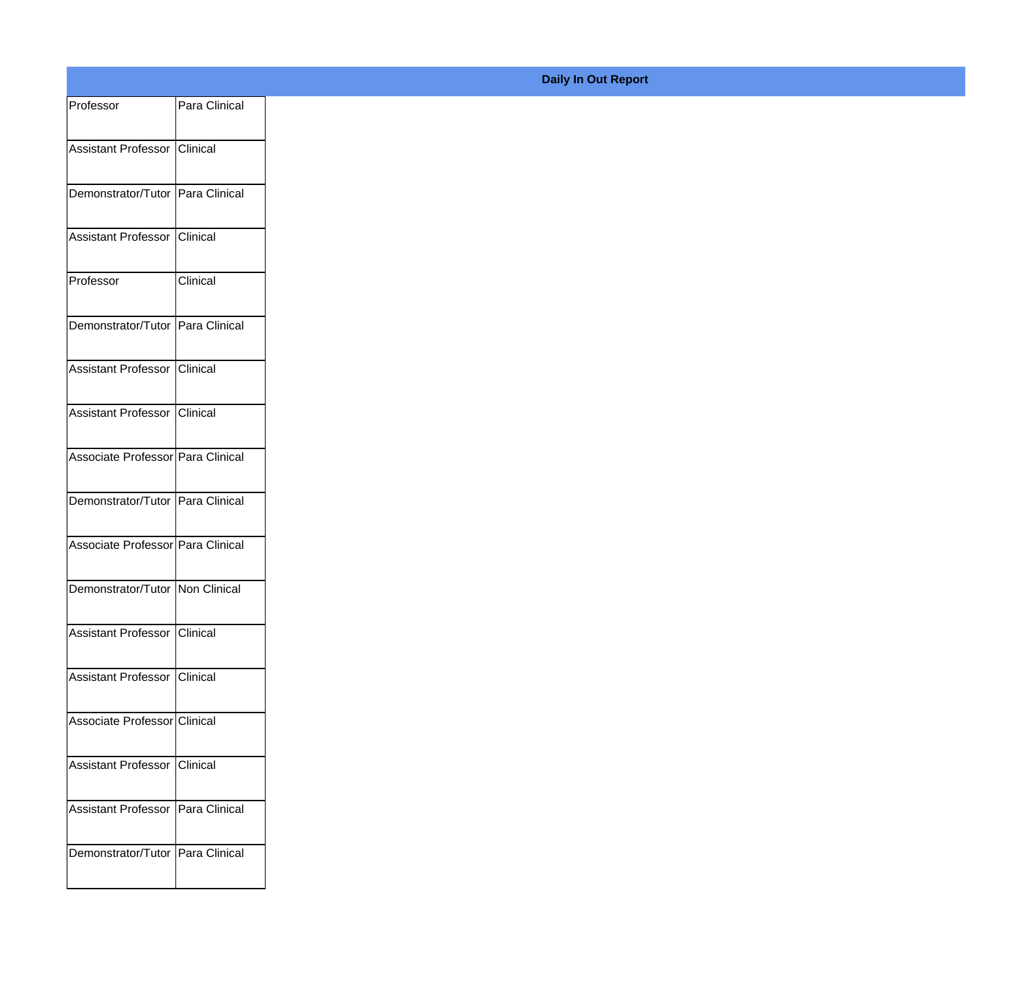**Daily In Out Report**

| | |
|---|---|
| Professor | Para Clinical |
| Assistant Professor | Clinical |
| Demonstrator/Tutor | Para Clinical |
| Assistant Professor | Clinical |
| Professor | Clinical |
| Demonstrator/Tutor | Para Clinical |
| Assistant Professor | Clinical |
| Assistant Professor | Clinical |
| Associate Professor | Para Clinical |
| Demonstrator/Tutor | Para Clinical |
| Associate Professor | Para Clinical |
| Demonstrator/Tutor | Non Clinical |
| Assistant Professor | Clinical |
| Assistant Professor | Clinical |
| Associate Professor | Clinical |
| Assistant Professor | Clinical |
| Assistant Professor | Para Clinical |
| Demonstrator/Tutor | Para Clinical |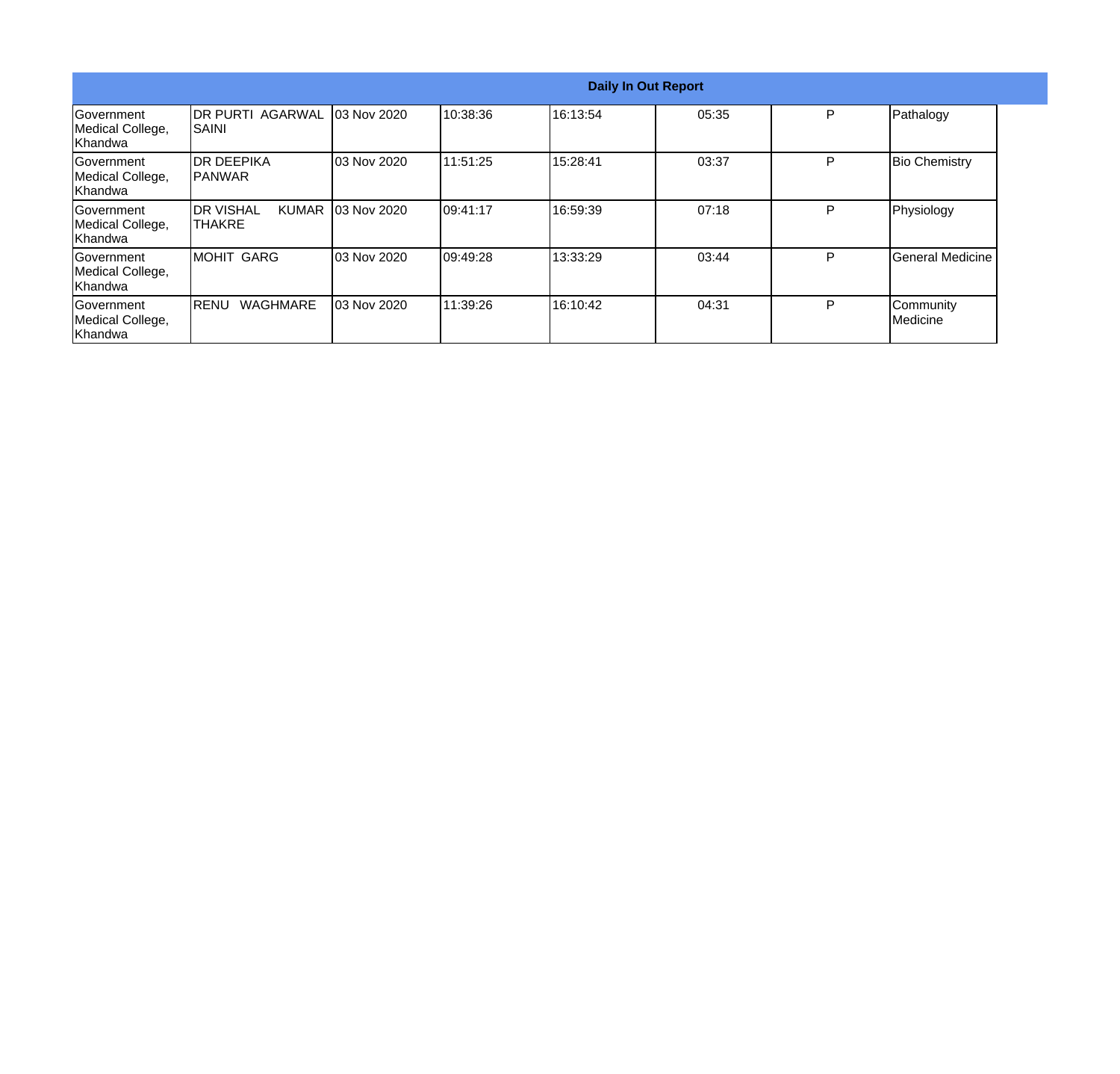| Daily In Out Report | | | | | | | |
|---|---|---|---|---|---|---|---|
| Government Medical College, Khandwa | DR PURTI AGARWAL SAINI | 03 Nov 2020 | 10:38:36 | 16:13:54 | 05:35 | P | Pathalogy |
| Government Medical College, Khandwa | DR DEEPIKA PANWAR | 03 Nov 2020 | 11:51:25 | 15:28:41 | 03:37 | P | Bio Chemistry |
| Government Medical College, Khandwa | DR VISHAL KUMAR THAKRE | 03 Nov 2020 | 09:41:17 | 16:59:39 | 07:18 | P | Physiology |
| Government Medical College, Khandwa | MOHIT GARG | 03 Nov 2020 | 09:49:28 | 13:33:29 | 03:44 | P | General Medicine |
| Government Medical College, Khandwa | RENU WAGHMARE | 03 Nov 2020 | 11:39:26 | 16:10:42 | 04:31 | P | Community Medicine |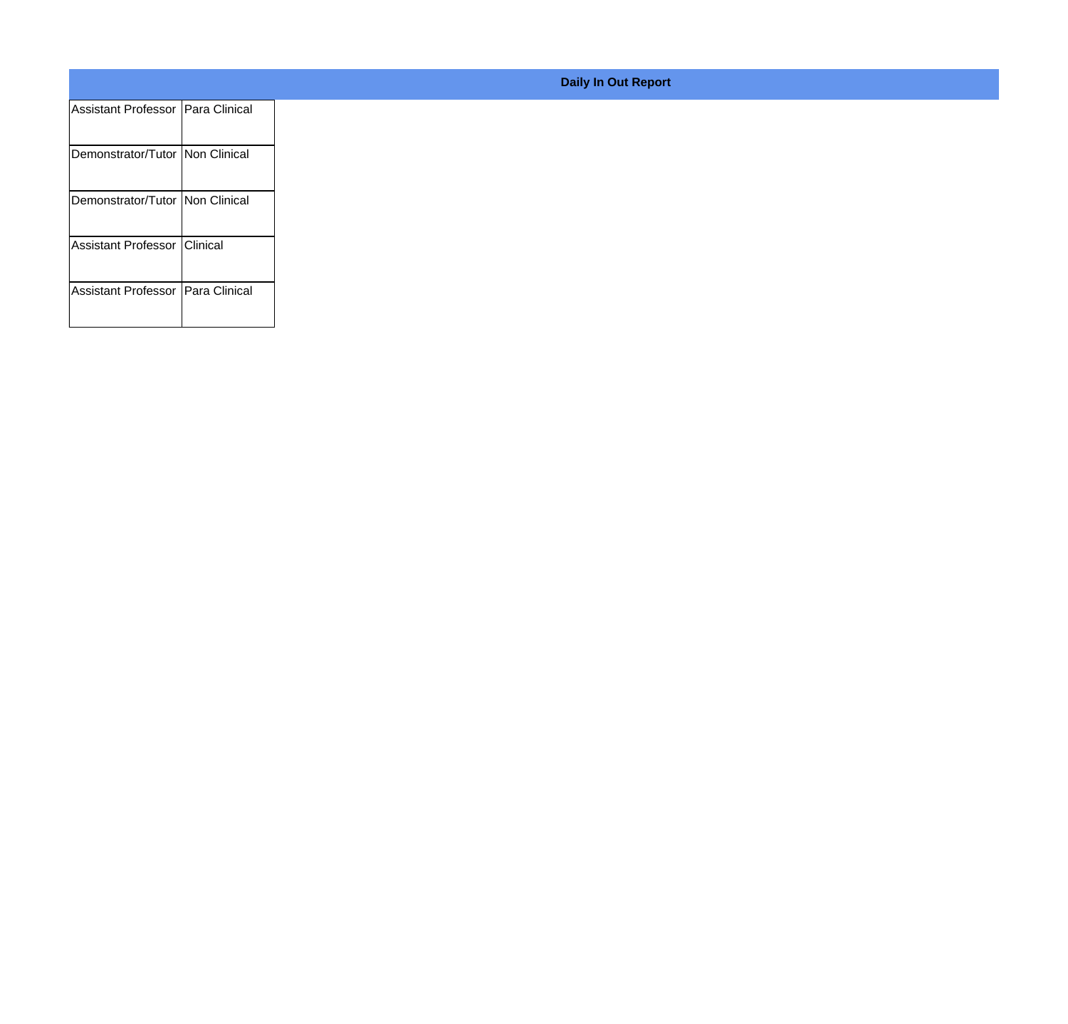**Daily In Out Report**

| | |
|---|---|
| Assistant Professor | Para Clinical |
| Demonstrator/Tutor | Non Clinical |
| Demonstrator/Tutor | Non Clinical |
| Assistant Professor | Clinical |
| Assistant Professor | Para Clinical |